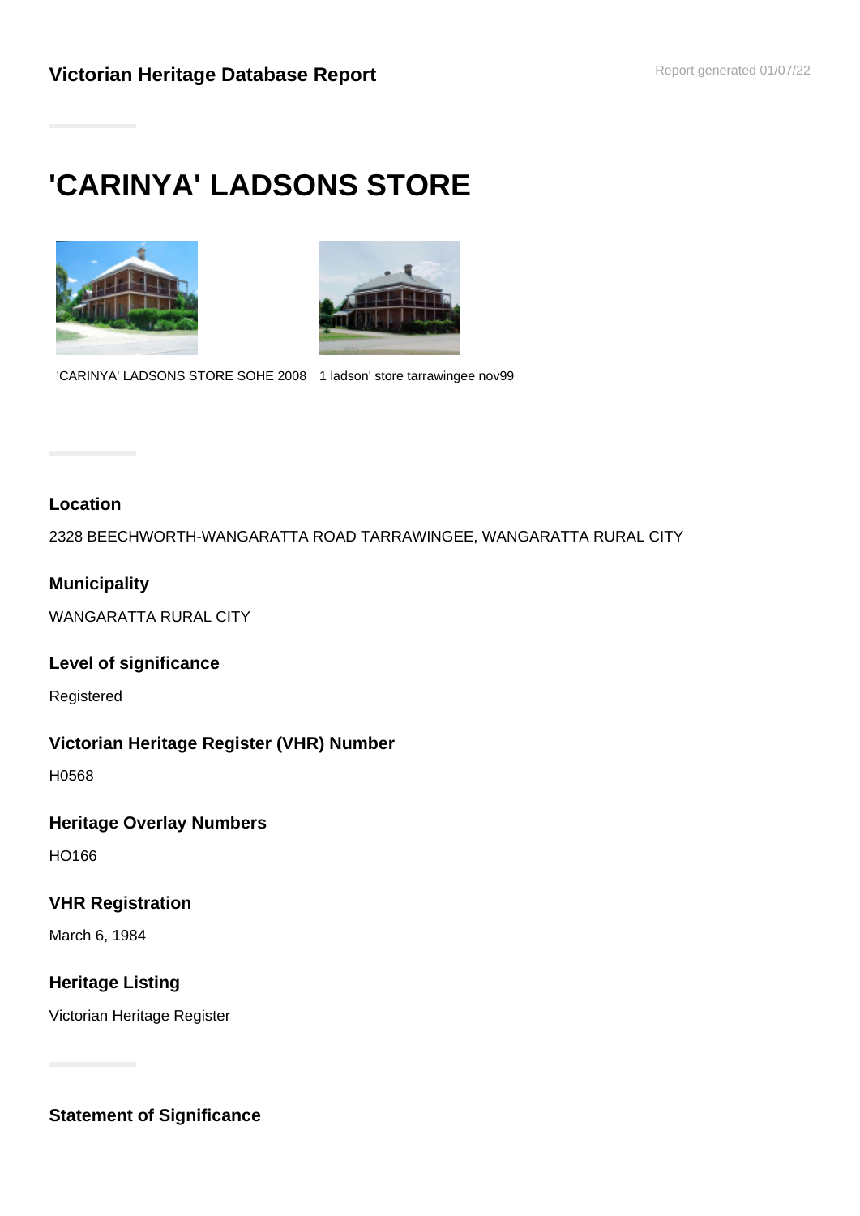**Victorian Heritage Database Report**

Report generated 01/07/22

# 'CARINYA' LADSONS STORE

'CARINYA' LADSONS STORE SOHE 2008

1 ladson' store tarrawingee nov99

### Location

2328 BEECHWORTH-WANGARATTA ROAD TARRAWINGEE, WANGARATTA RURAL CITY

### Municipality

WANGARATTA RURAL CITY

### Level of significance

Registered

### Victorian Heritage Register (VHR) Number

H0568

### Heritage Overlay Numbers

HO166

### VHR Registration

March 6, 1984

### Heritage Listing

Victorian Heritage Register

### Statement of Significance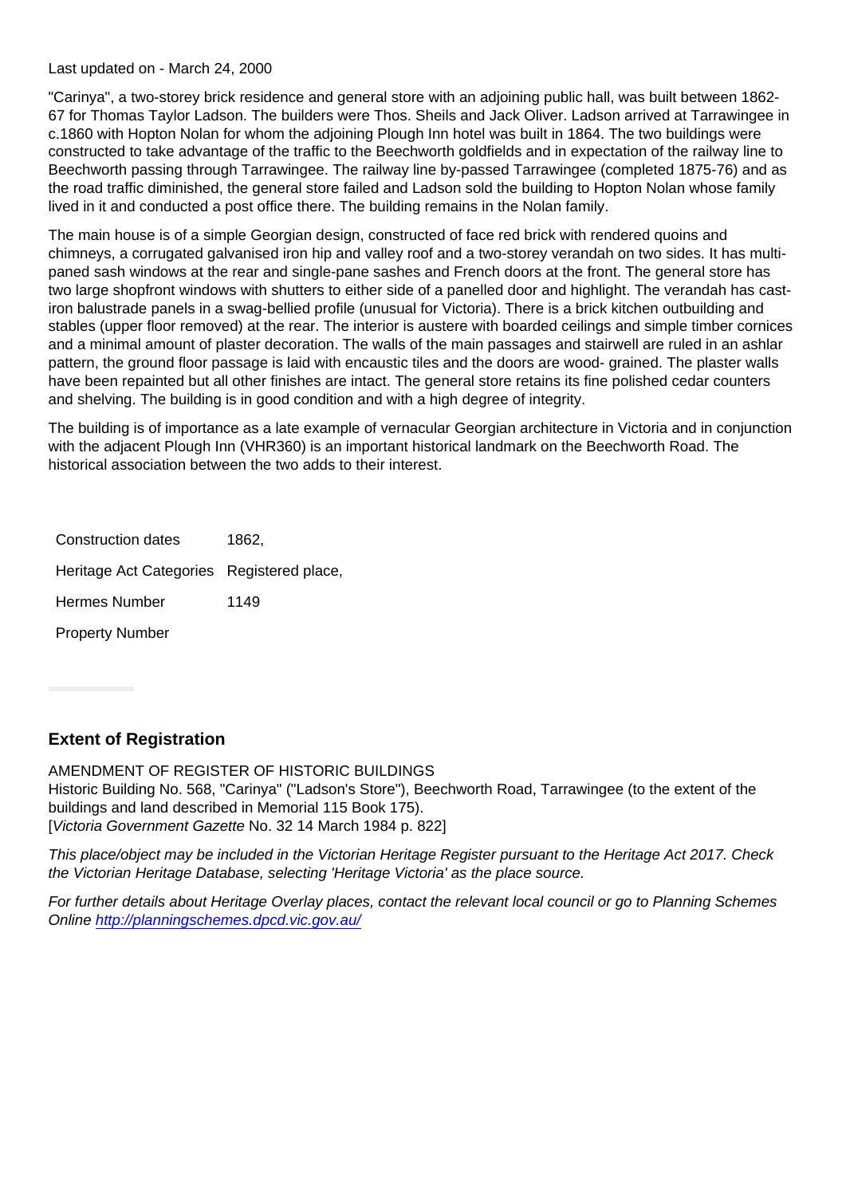Last updated on - March 24, 2000

"Carinya", a two-storey brick residence and general store with an adjoining public hall, was built between 1862-67 for Thomas Taylor Ladson. The builders were Thos. Sheils and Jack Oliver. Ladson arrived at Tarrawingee in c.1860 with Hopton Nolan for whom the adjoining Plough Inn hotel was built in 1864. The two buildings were constructed to take advantage of the traffic to the Beechworth goldfields and in expectation of the railway line to Beechworth passing through Tarrawingee. The railway line by-passed Tarrawingee (completed 1875-76) and as the road traffic diminished, the general store failed and Ladson sold the building to Hopton Nolan whose family lived in it and conducted a post office there. The building remains in the Nolan family.

The main house is of a simple Georgian design, constructed of face red brick with rendered quoins and chimneys, a corrugated galvanised iron hip and valley roof and a two-storey verandah on two sides. It has multi-paned sash windows at the rear and single-pane sashes and French doors at the front. The general store has two large shopfront windows with shutters to either side of a panelled door and highlight. The verandah has cast-iron balustrade panels in a swag-bellied profile (unusual for Victoria). There is a brick kitchen outbuilding and stables (upper floor removed) at the rear. The interior is austere with boarded ceilings and simple timber cornices and a minimal amount of plaster decoration. The walls of the main passages and stairwell are ruled in an ashlar pattern, the ground floor passage is laid with encaustic tiles and the doors are wood- grained. The plaster walls have been repainted but all other finishes are intact. The general store retains its fine polished cedar counters and shelving. The building is in good condition and with a high degree of integrity.

The building is of importance as a late example of vernacular Georgian architecture in Victoria and in conjunction with the adjacent Plough Inn (VHR360) is an important historical landmark on the Beechworth Road. The historical association between the two adds to their interest.

| | |
|---|---|
| Construction dates | 1862, |
| Heritage Act Categories | Registered place, |
| Hermes Number | 1149 |
| Property Number | |

## Extent of Registration

AMENDMENT OF REGISTER OF HISTORIC BUILDINGS
Historic Building No. 568, "Carinya" ("Ladson's Store"), Beechworth Road, Tarrawingee (to the extent of the buildings and land described in Memorial 115 Book 175).
[*Victoria Government Gazette* No. 32 14 March 1984 p. 822]

*This place/object may be included in the Victorian Heritage Register pursuant to the Heritage Act 2017. Check the Victorian Heritage Database, selecting 'Heritage Victoria' as the place source.*

*For further details about Heritage Overlay places, contact the relevant local council or go to Planning Schemes Online [http://planningschemes.dpcd.vic.gov.au/](http://planningschemes.dpcd.vic.gov.au/)*